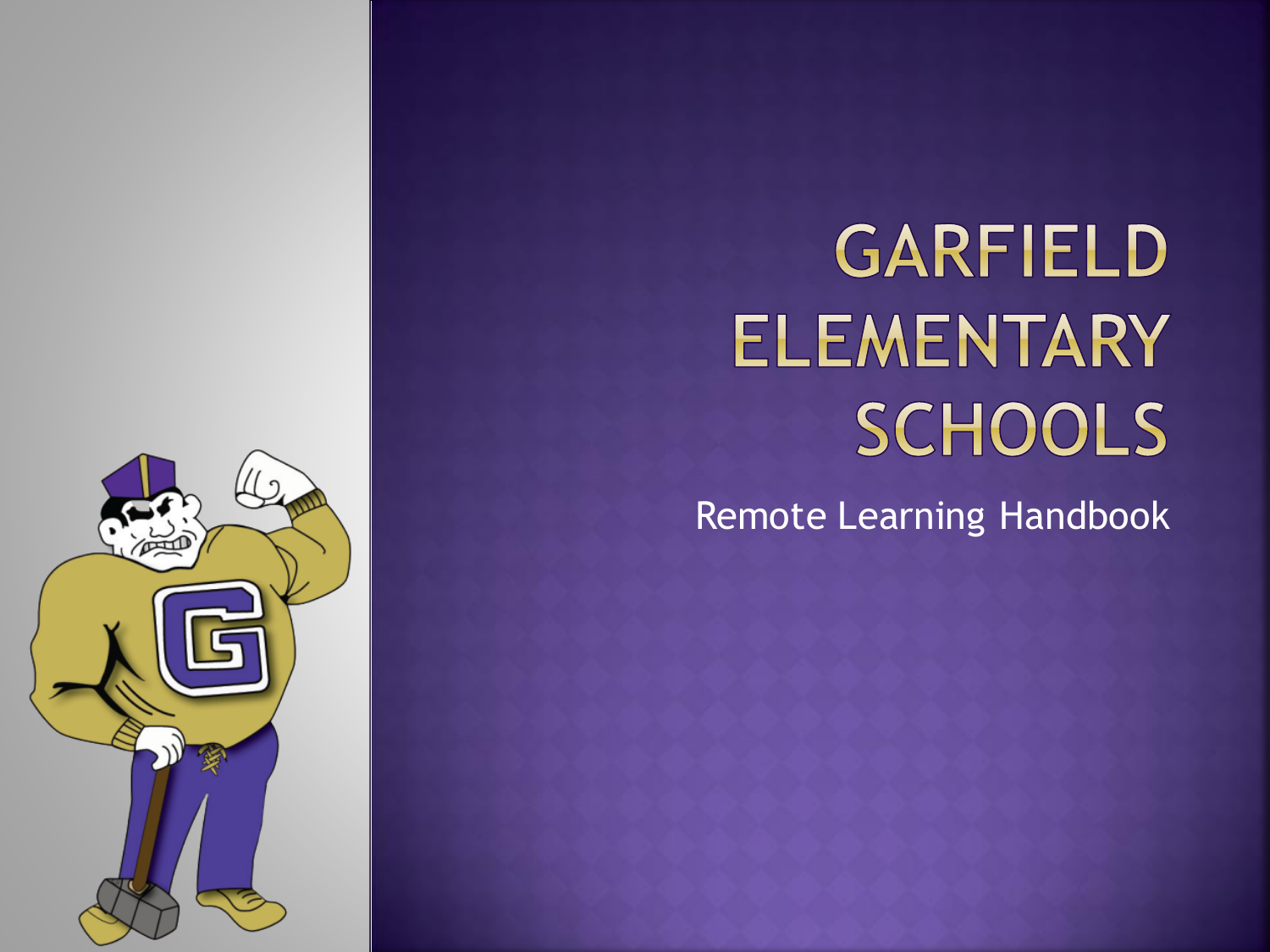# GARFIELD ELEMENTARY SCHOOLS

Remote Learning Handbook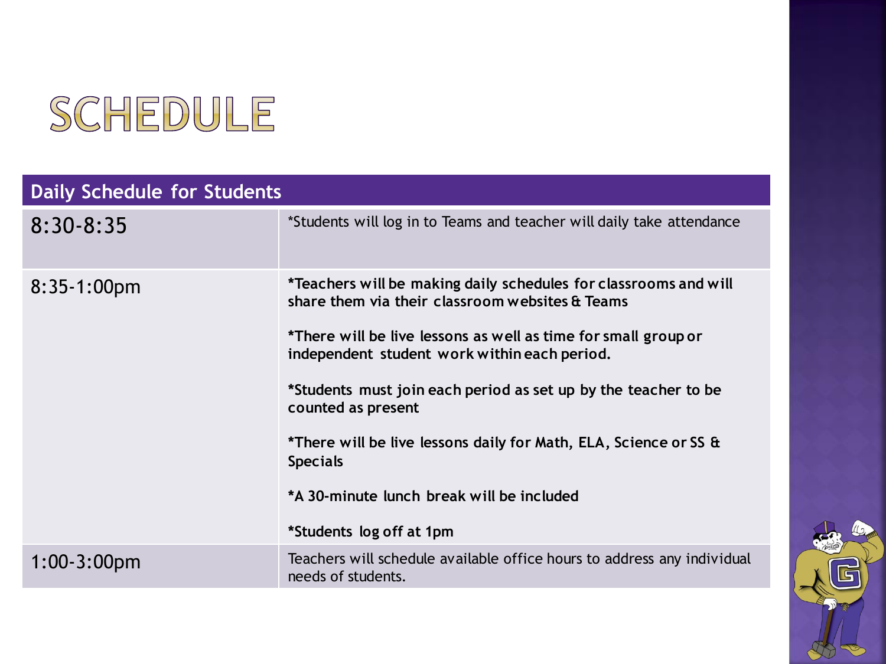# SCHEDULE

| Daily Schedule for Students | |
|---|---|
| 8:30-8:35 | *Students will log in to Teams and teacher will daily take attendance |
| 8:35-1:00pm | **\*Teachers will be making daily schedules for classrooms and will share them via their classroom websites & Teams**<br><br>**\*There will be live lessons as well as time for small group or independent student work within each period.**<br><br>**\*Students must join each period as set up by the teacher to be counted as present**<br><br>**\*There will be live lessons daily for Math, ELA, Science or SS & Specials**<br><br>**\*A 30-minute lunch break will be included**<br><br>**\*Students log off at 1pm** |
| 1:00-3:00pm | Teachers will schedule available office hours to address any individual needs of students. |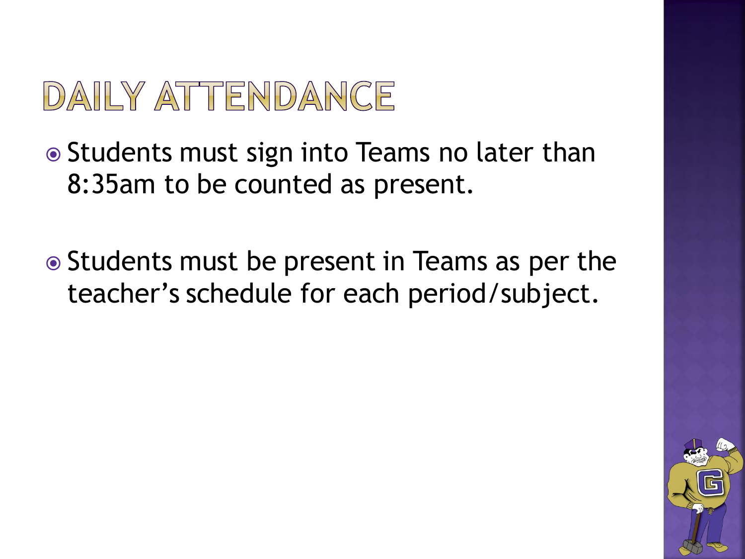# DAILY ATTENDANCE

- Students must sign into Teams no later than 8:35am to be counted as present.
- Students must be present in Teams as per the teacher's schedule for each period/subject.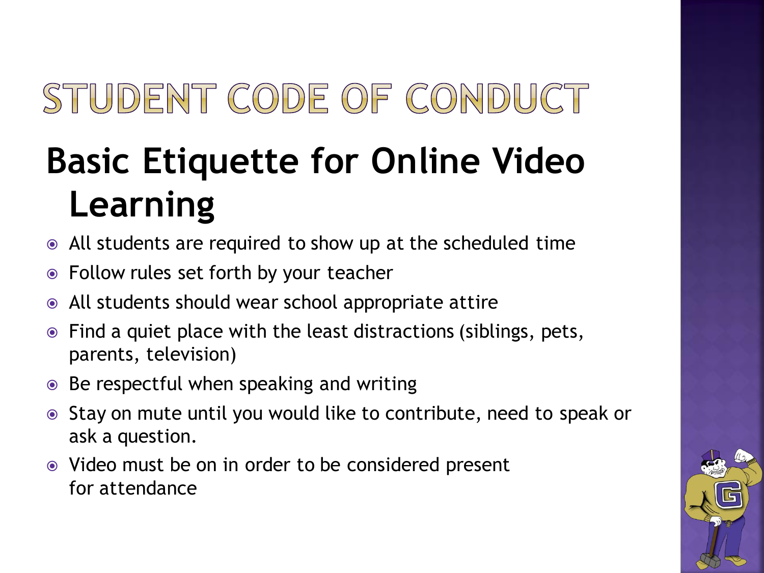# STUDENT CODE OF CONDUCT

## Basic Etiquette for Online Video Learning

- All students are required to show up at the scheduled time
- Follow rules set forth by your teacher
- All students should wear school appropriate attire
- Find a quiet place with the least distractions (siblings, pets, parents, television)
- Be respectful when speaking and writing
- Stay on mute until you would like to contribute, need to speak or ask a question.
- Video must be on in order to be considered present for attendance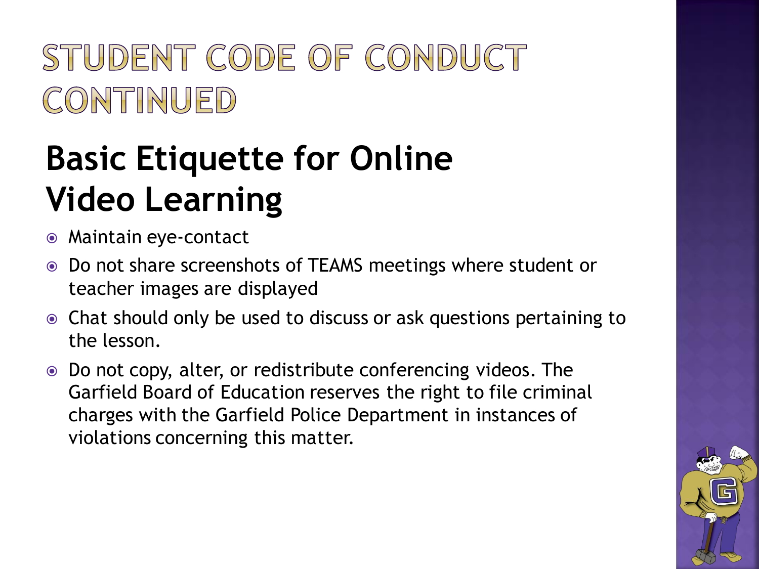# STUDENT CODE OF CONDUCT CONTINUED

## Basic Etiquette for Online Video Learning

- Maintain eye-contact
- Do not share screenshots of TEAMS meetings where student or teacher images are displayed
- Chat should only be used to discuss or ask questions pertaining to the lesson.
- Do not copy, alter, or redistribute conferencing videos. The Garfield Board of Education reserves the right to file criminal charges with the Garfield Police Department in instances of violations concerning this matter.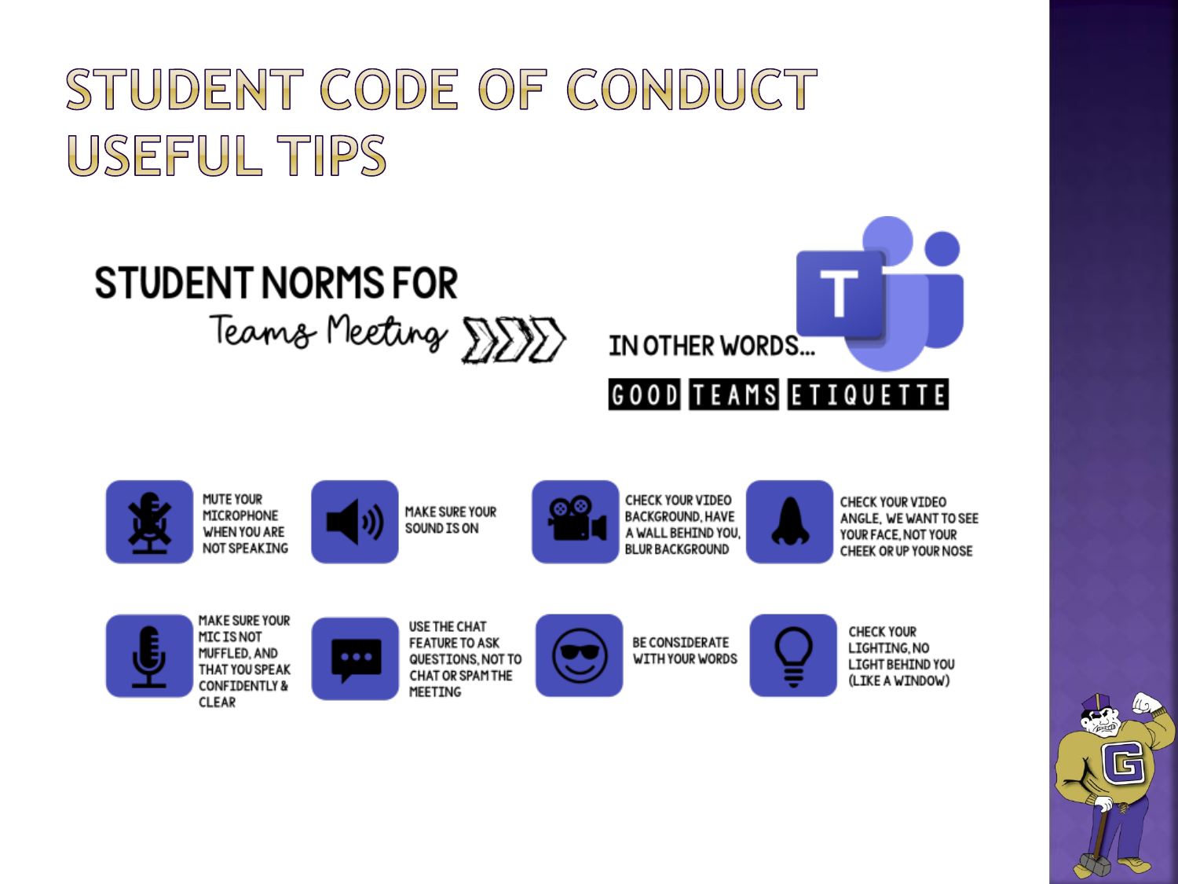# STUDENT CODE OF CONDUCT USEFUL TIPS

## STUDENT NORMS FOR Teams Meeting

IN OTHER WORDS...

**GOOD TEAMS ETIQUETTE**

- MUTE YOUR MICROPHONE WHEN YOU ARE NOT SPEAKING
- MAKE SURE YOUR SOUND IS ON
- CHECK YOUR VIDEO BACKGROUND, HAVE A WALL BEHIND YOU, BLUR BACKGROUND
- CHECK YOUR VIDEO ANGLE, WE WANT TO SEE YOUR FACE, NOT YOUR CHEEK OR UP YOUR NOSE
- MAKE SURE YOUR MIC IS NOT MUFFLED, AND THAT YOU SPEAK CONFIDENTLY & CLEAR
- USE THE CHAT FEATURE TO ASK QUESTIONS, NOT TO CHAT OR SPAM THE MEETING
- BE CONSIDERATE WITH YOUR WORDS
- CHECK YOUR LIGHTING, NO LIGHT BEHIND YOU (LIKE A WINDOW)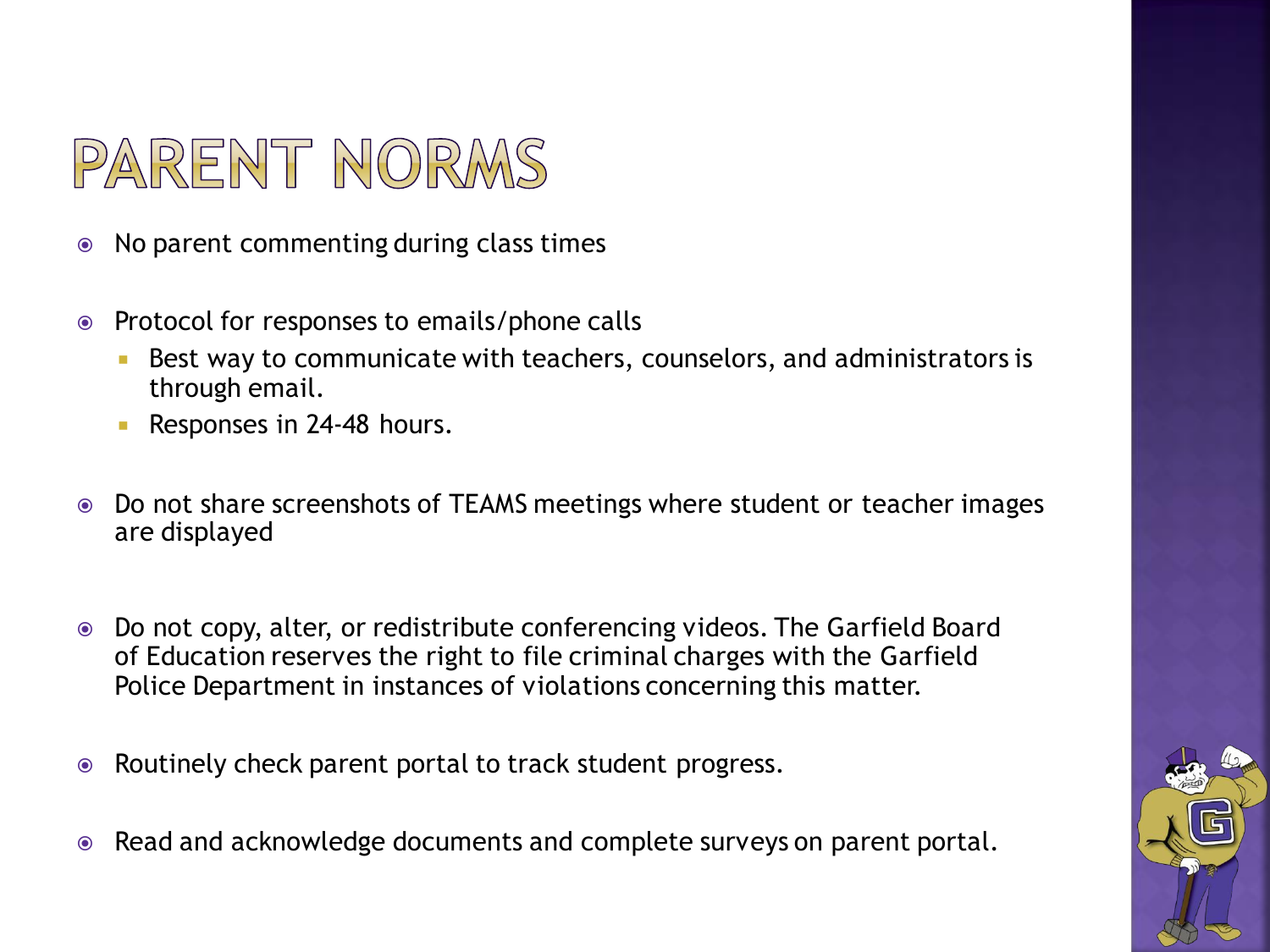# PARENT NORMS

- No parent commenting during class times
- Protocol for responses to emails/phone calls
  - Best way to communicate with teachers, counselors, and administrators is through email.
  - Responses in 24-48 hours.
- Do not share screenshots of TEAMS meetings where student or teacher images are displayed
- Do not copy, alter, or redistribute conferencing videos. The Garfield Board of Education reserves the right to file criminal charges with the Garfield Police Department in instances of violations concerning this matter.
- Routinely check parent portal to track student progress.
- Read and acknowledge documents and complete surveys on parent portal.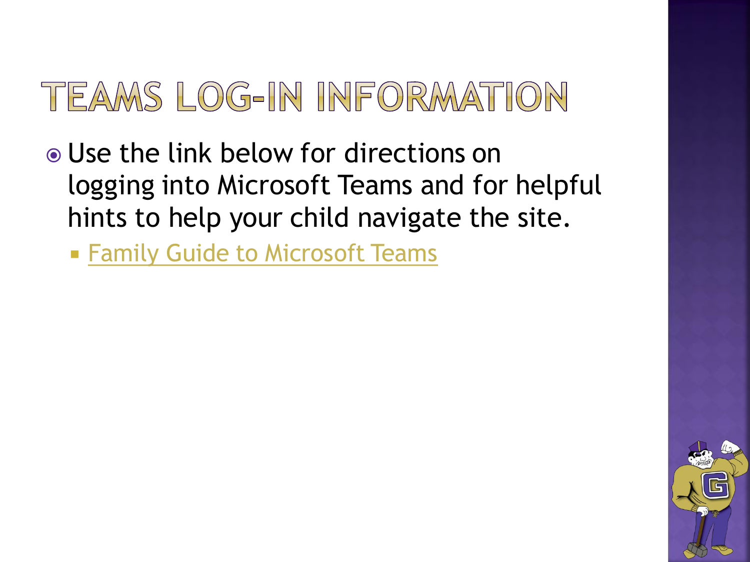# TEAMS LOG-IN INFORMATION

- Use the link below for directions on logging into Microsoft Teams and for helpful hints to help your child navigate the site.
  - Family Guide to Microsoft Teams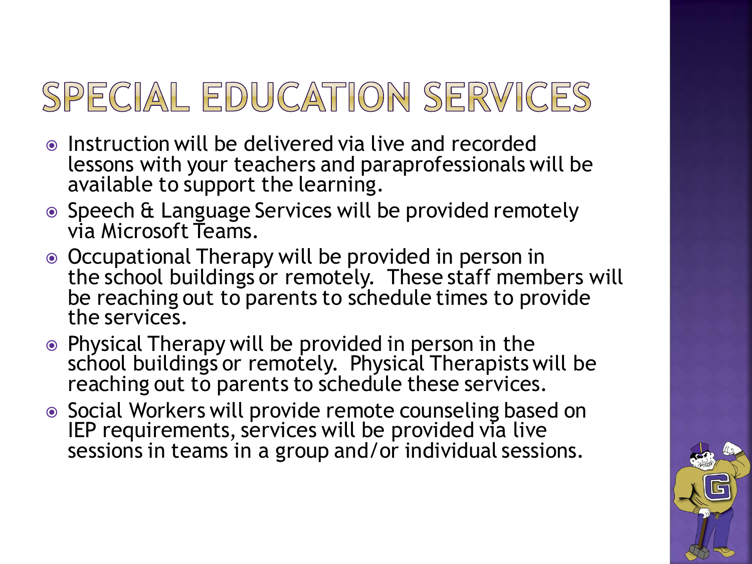# SPECIAL EDUCATION SERVICES

- Instruction will be delivered via live and recorded lessons with your teachers and paraprofessionals will be available to support the learning.
- Speech & Language Services will be provided remotely via Microsoft Teams.
- Occupational Therapy will be provided in person in the school buildings or remotely. These staff members will be reaching out to parents to schedule times to provide the services.
- Physical Therapy will be provided in person in the school buildings or remotely. Physical Therapists will be reaching out to parents to schedule these services.
- Social Workers will provide remote counseling based on IEP requirements, services will be provided via live sessions in teams in a group and/or individual sessions.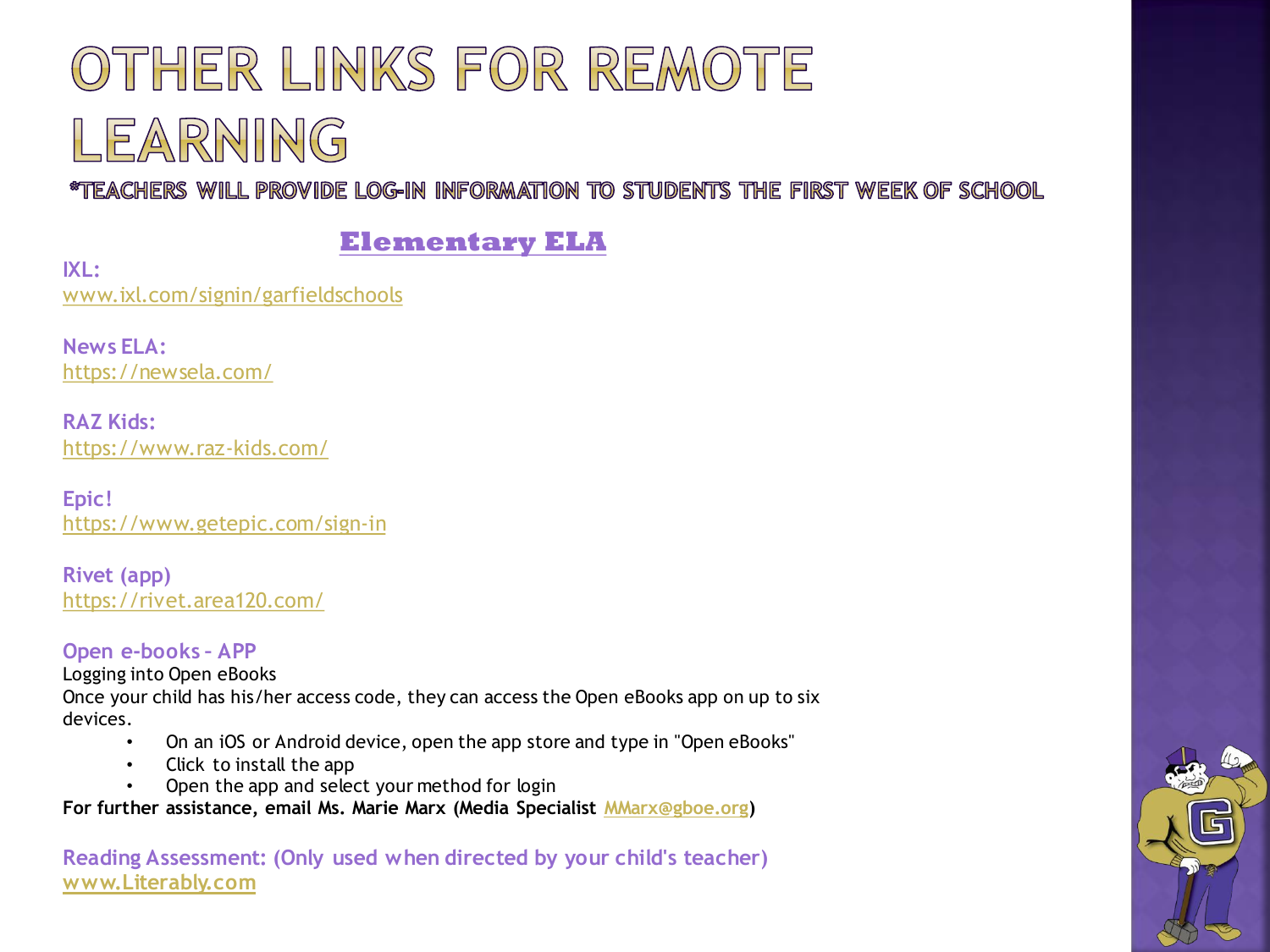# OTHER LINKS FOR REMOTE LEARNING

*TEACHERS WILL PROVIDE LOG-IN INFORMATION TO STUDENTS THE FIRST WEEK OF SCHOOL

## Elementary ELA

**IXL:**
www.ixl.com/signin/garfieldschools

**News ELA:**
https://newsela.com/

**RAZ Kids:**
https://www.raz-kids.com/

**Epic!**
https://www.getepic.com/sign-in

**Rivet (app)**
https://rivet.area120.com/

**Open e-books - APP**
Logging into Open eBooks
Once your child has his/her access code, they can access the Open eBooks app on up to six devices.

- On an iOS or Android device, open the app store and type in "Open eBooks"
- Click to install the app
- Open the app and select your method for login

**For further assistance, email Ms. Marie Marx (Media Specialist MMarx@gboe.org)**

**Reading Assessment: (Only used when directed by your child's teacher)**
**www.Literably.com**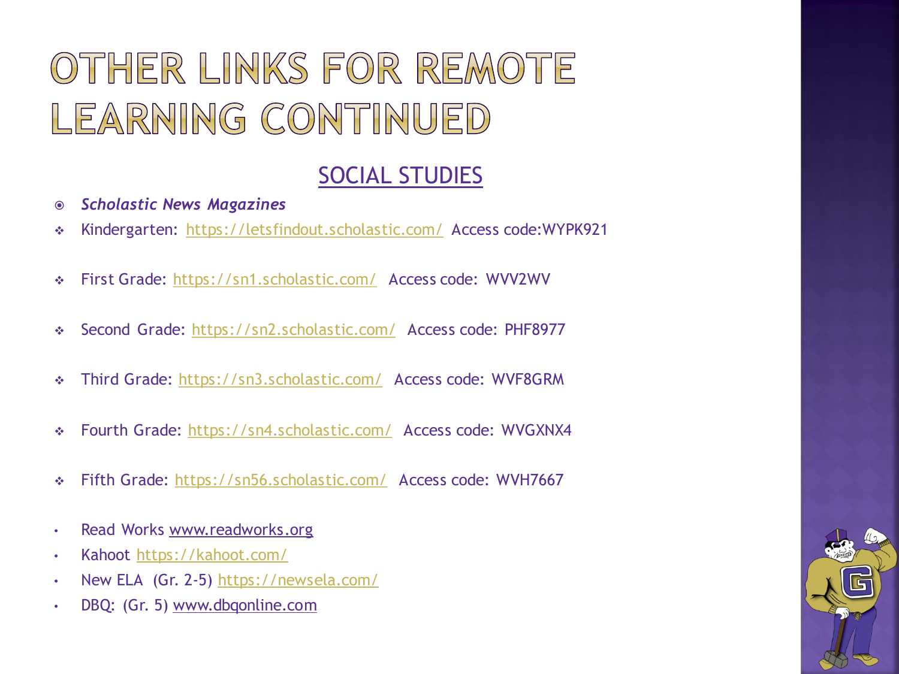# OTHER LINKS FOR REMOTE LEARNING CONTINUED

## SOCIAL STUDIES

- ***Scholastic News Magazines***
- Kindergarten: https://letsfindout.scholastic.com/ Access code:WYPK921
- First Grade: https://sn1.scholastic.com/ Access code: WVV2WV
- Second Grade: https://sn2.scholastic.com/ Access code: PHF8977
- Third Grade: https://sn3.scholastic.com/ Access code: WVF8GRM
- Fourth Grade: https://sn4.scholastic.com/ Access code: WVGXNX4
- Fifth Grade: https://sn56.scholastic.com/ Access code: WVH7667

- Read Works www.readworks.org
- Kahoot https://kahoot.com/
- New ELA (Gr. 2-5) https://newsela.com/
- DBQ: (Gr. 5) www.dbqonline.com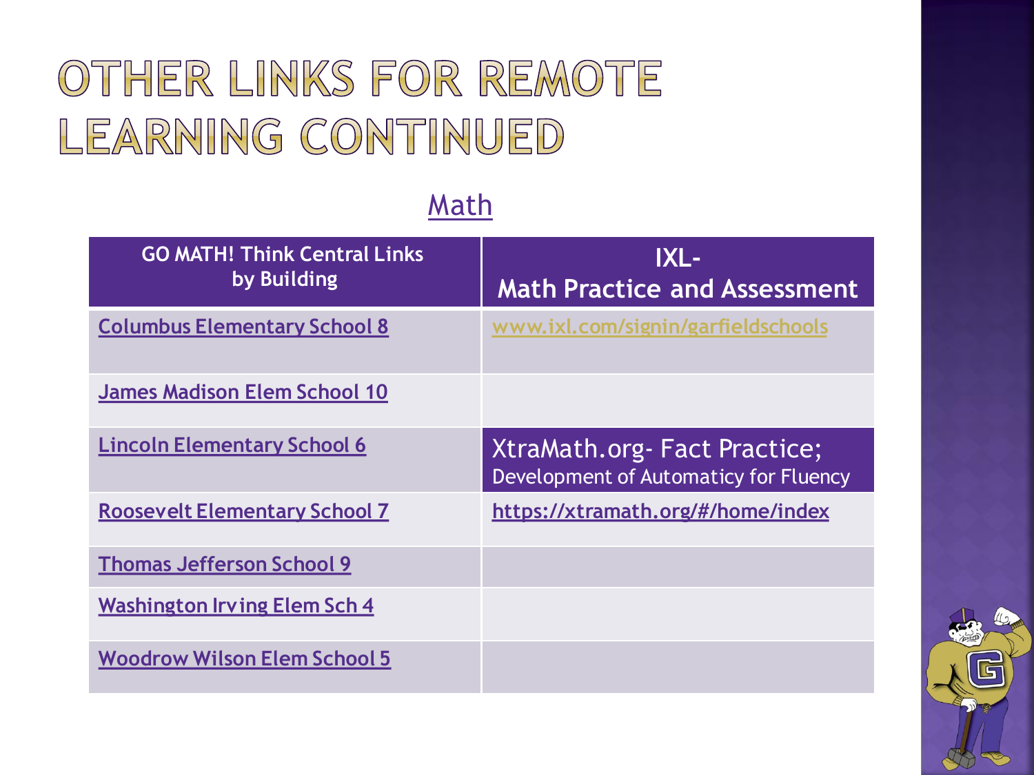# OTHER LINKS FOR REMOTE LEARNING CONTINUED

## Math

| GO MATH! Think Central Links by Building | IXL- Math Practice and Assessment |
| --- | --- |
| Columbus Elementary School 8 | www.ixl.com/signin/garfieldschools |
| James Madison Elem School 10 | |
| Lincoln Elementary School 6 | **XtraMath.org- Fact Practice; Development of Automaticy for Fluency** |
| Roosevelt Elementary School 7 | https://xtramath.org/#/home/index |
| Thomas Jefferson School 9 | |
| Washington Irving Elem Sch 4 | |
| Woodrow Wilson Elem School 5 | |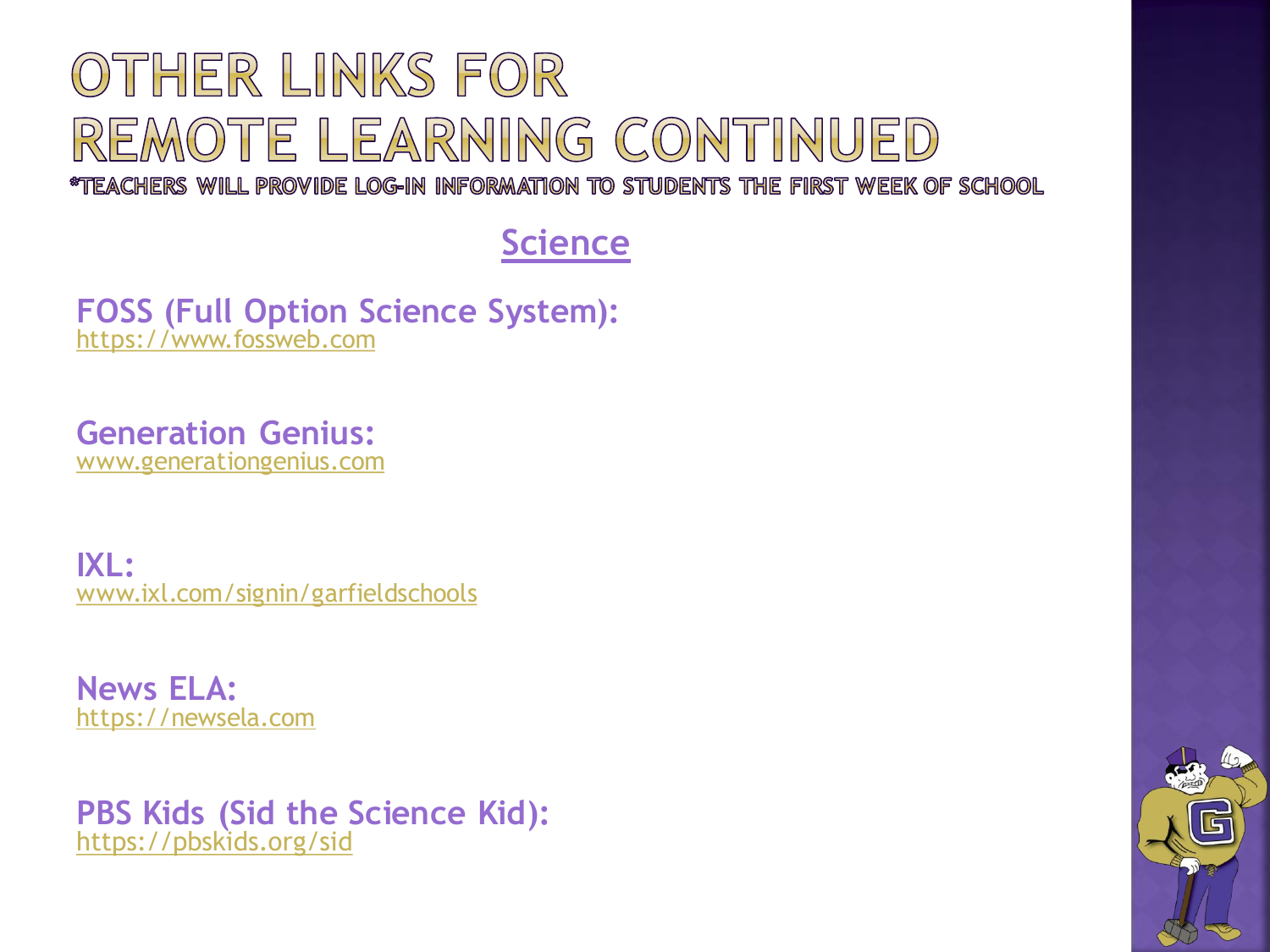# OTHER LINKS FOR REMOTE LEARNING CONTINUED

*TEACHERS WILL PROVIDE LOG-IN INFORMATION TO STUDENTS THE FIRST WEEK OF SCHOOL

## Science

**FOSS (Full Option Science System):**
https://www.fossweb.com

**Generation Genius:**
www.generationgenius.com

**IXL:**
www.ixl.com/signin/garfieldschools

**News ELA:**
https://newsela.com

**PBS Kids (Sid the Science Kid):**
https://pbskids.org/sid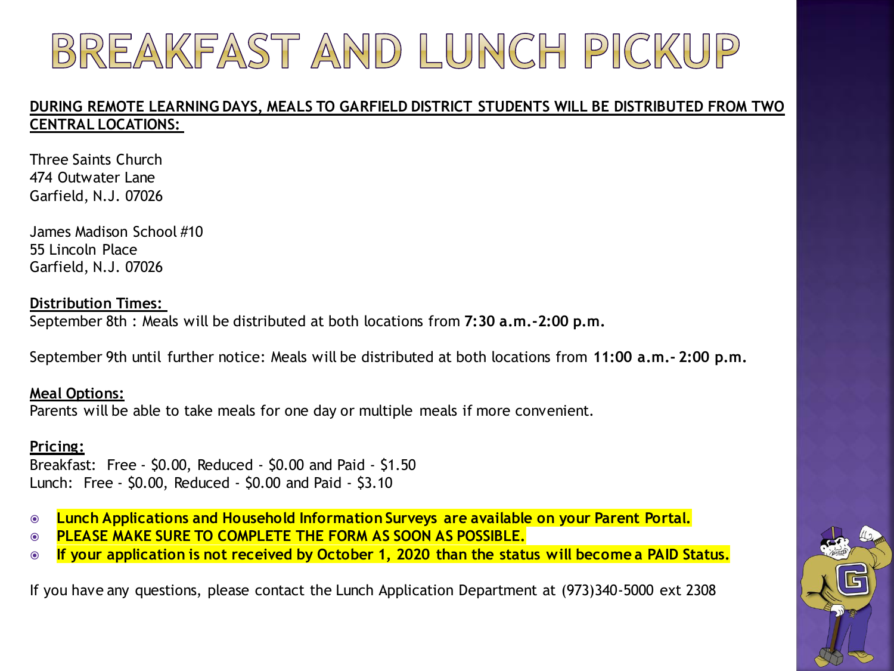# BREAKFAST AND LUNCH PICKUP

**DURING REMOTE LEARNING DAYS, MEALS TO GARFIELD DISTRICT STUDENTS WILL BE DISTRIBUTED FROM TWO CENTRAL LOCATIONS:**

Three Saints Church
474 Outwater Lane
Garfield, N.J. 07026

James Madison School #10
55 Lincoln Place
Garfield, N.J. 07026

**Distribution Times:**
September 8th : Meals will be distributed at both locations from **7:30 a.m.-2:00 p.m.**

September 9th until further notice: Meals will be distributed at both locations from **11:00 a.m.- 2:00 p.m.**

**Meal Options:**
Parents will be able to take meals for one day or multiple meals if more convenient.

**Pricing:**
Breakfast: Free - $0.00, Reduced - $0.00 and Paid - $1.50
Lunch: Free - $0.00, Reduced - $0.00 and Paid - $3.10

- **Lunch Applications and Household Information Surveys are available on your Parent Portal.**
- **PLEASE MAKE SURE TO COMPLETE THE FORM AS SOON AS POSSIBLE.**
- **If your application is not received by October 1, 2020 than the status will become a PAID Status.**

If you have any questions, please contact the Lunch Application Department at (973)340-5000 ext 2308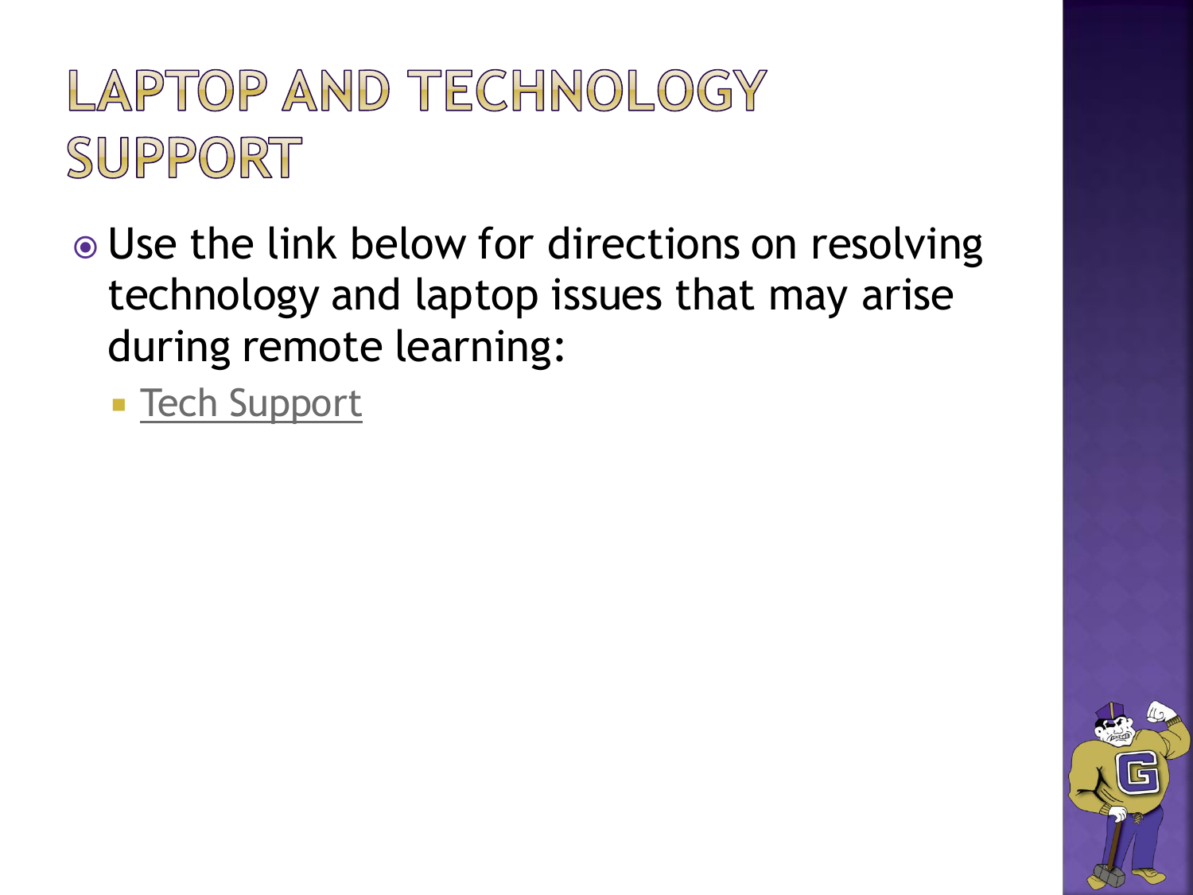# LAPTOP AND TECHNOLOGY SUPPORT

- Use the link below for directions on resolving technology and laptop issues that may arise during remote learning:
  - Tech Support